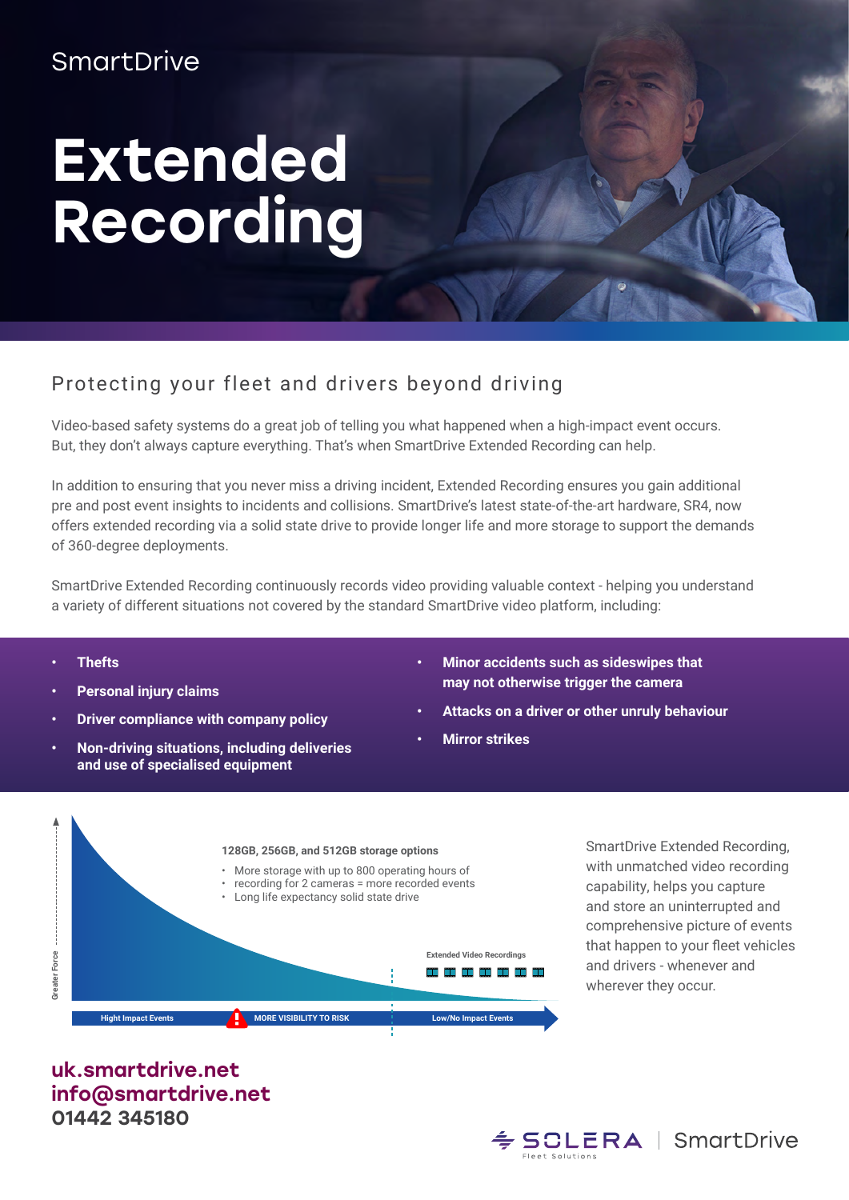SmartDrive

# Extended Recording

## Protecting your fleet and drivers beyond driving

Video-based safety systems do a great job of telling you what happened when a high-impact event occurs. But, they don't always capture everything. That's when SmartDrive Extended Recording can help.

In addition to ensuring that you never miss a driving incident, Extended Recording ensures you gain additional pre and post event insights to incidents and collisions. SmartDrive's latest state-of-the-art hardware, SR4, now offers extended recording via a solid state drive to provide longer life and more storage to support the demands of 360-degree deployments.

SmartDrive Extended Recording continuously records video providing valuable context - helping you understand a variety of different situations not covered by the standard SmartDrive video platform, including:

- **Thefts**
- **Personal injury claims**
- **Driver compliance with company policy**
- **Non-driving situations, including deliveries and use of specialised equipment**
- **Minor accidents such as sideswipes that may not otherwise trigger the camera**
- **Attacks on a driver or other unruly behaviour**
- **Mirror strikes**

**128GB, 256GB, and 512GB storage options**

- More storage with up to 800 operating hours of
- recording for 2 cameras = more recorded events
- Long life expectancy solid state drive

Greater Force

Extended Video Recordings

Hight Impact Events | MORE VISIBILITY TO RISK | Low/No Impact Events

SmartDrive Extended Recording, with unmatched video recording capability, helps you capture and store an uninterrupted and comprehensive picture of events that happen to your fleet vehicles and drivers - whenever and wherever they occur.

**uk.smartdrive.net**
**info@smartdrive.net**
**01442 345180**

SOLERA Fleet Solutions | SmartDrive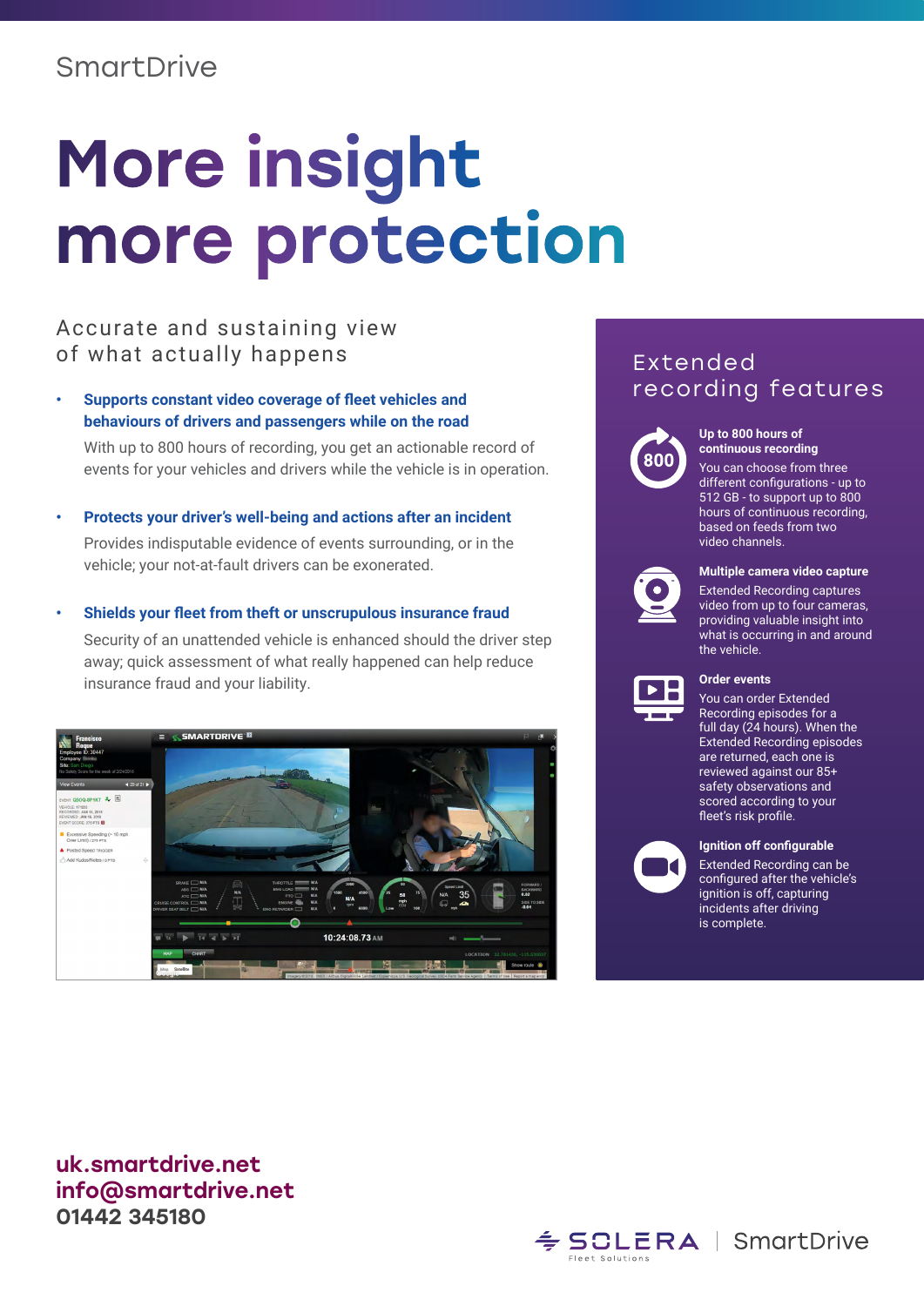SmartDrive

# More insight more protection

## Accurate and sustaining view of what actually happens

- **Supports constant video coverage of fleet vehicles and behaviours of drivers and passengers while on the road**

  With up to 800 hours of recording, you get an actionable record of events for your vehicles and drivers while the vehicle is in operation.

- **Protects your driver's well-being and actions after an incident**

  Provides indisputable evidence of events surrounding, or in the vehicle; your not-at-fault drivers can be exonerated.

- **Shields your fleet from theft or unscrupulous insurance fraud**

  Security of an unattended vehicle is enhanced should the driver step away; quick assessment of what really happened can help reduce insurance fraud and your liability.

## Extended recording features

**Up to 800 hours of continuous recording**

You can choose from three different configurations - up to 512 GB - to support up to 800 hours of continuous recording, based on feeds from two video channels.

**Multiple camera video capture**

Extended Recording captures video from up to four cameras, providing valuable insight into what is occurring in and around the vehicle.

**Order events**

You can order Extended Recording episodes for a full day (24 hours). When the Extended Recording episodes are returned, each one is reviewed against our 85+ safety observations and scored according to your fleet's risk profile.

**Ignition off configurable**

Extended Recording can be configured after the vehicle's ignition is off, capturing incidents after driving is complete.

**uk.smartdrive.net**
**info@smartdrive.net**
**01442 345180**

SOLERA Fleet Solutions | SmartDrive